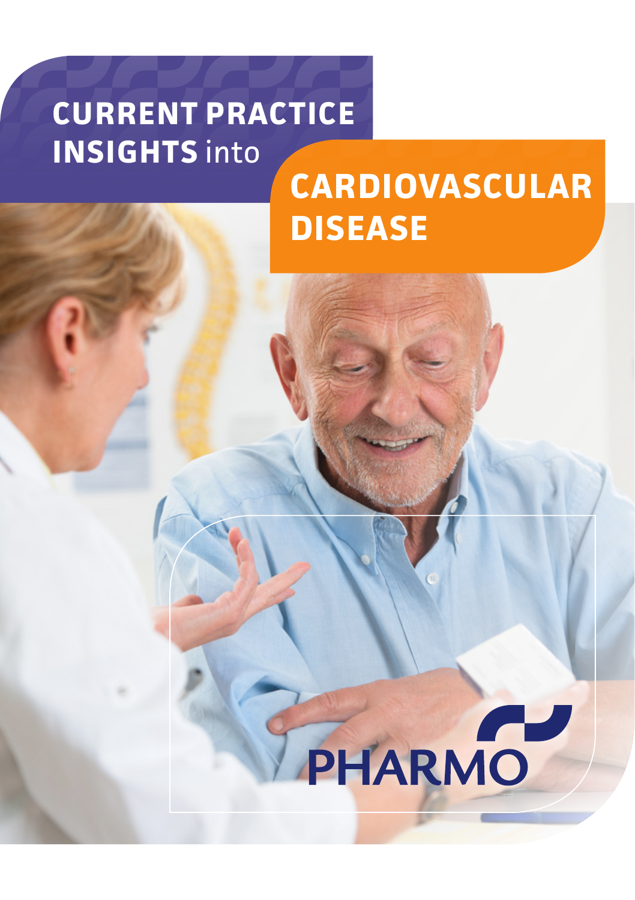# CURRENT PRACTICE INSIGHTS into

# CARDIOVASCULAR DISEASE

PHARMO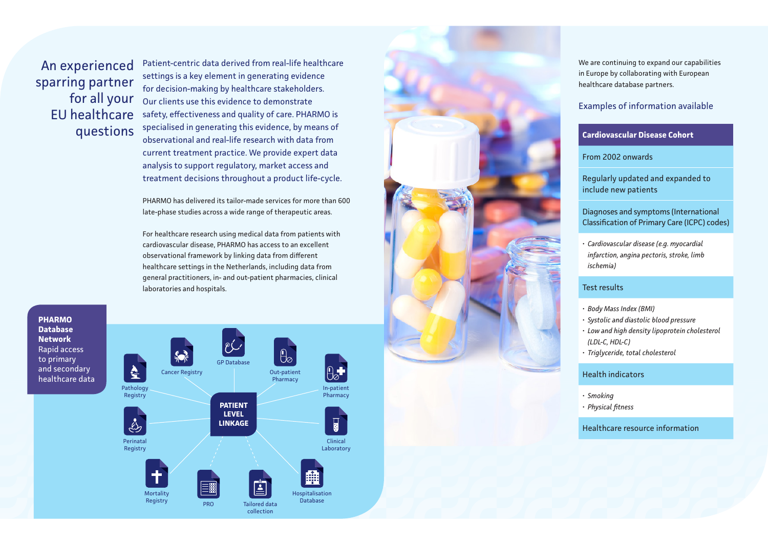## An experienced sparring partner for all your EU healthcare questions

Patient-centric data derived from real-life healthcare settings is a key element in generating evidence for decision-making by healthcare stakeholders. Our clients use this evidence to demonstrate safety, effectiveness and quality of care. PHARMO is specialised in generating this evidence, by means of observational and real-life research with data from current treatment practice. We provide expert data analysis to support regulatory, market access and treatment decisions throughout a product life-cycle.

PHARMO has delivered its tailor-made services for more than 600 late-phase studies across a wide range of therapeutic areas.

For healthcare research using medical data from patients with cardiovascular disease, PHARMO has access to an excellent observational framework by linking data from different healthcare settings in the Netherlands, including data from general practitioners, in- and out-patient pharmacies, clinical laboratories and hospitals.

**PHARMO Database Network**
Rapid access to primary and secondary healthcare data

**PATIENT LEVEL LINKAGE**

- Pathology Registry
- Cancer Registry
- GP Database
- Out-patient Pharmacy
- In-patient Pharmacy
- Perinatal Registry
- Clinical Laboratory
- Mortality Registry
- PRO
- Tailored data collection
- Hospitalisation Database

We are continuing to expand our capabilities in Europe by collaborating with European healthcare database partners.

### Examples of information available

**Cardiovascular Disease Cohort**

From 2002 onwards

Regularly updated and expanded to include new patients

Diagnoses and symptoms (International Classification of Primary Care (ICPC) codes)

- *Cardiovascular disease (e.g. myocardial infarction, angina pectoris, stroke, limb ischemia)*

Test results

- *Body Mass Index (BMI)*
- *Systolic and diastolic blood pressure*
- *Low and high density lipoprotein cholesterol (LDL-C, HDL-C)*
- *Triglyceride, total cholesterol*

Health indicators

- *Smoking*
- *Physical fitness*

Healthcare resource information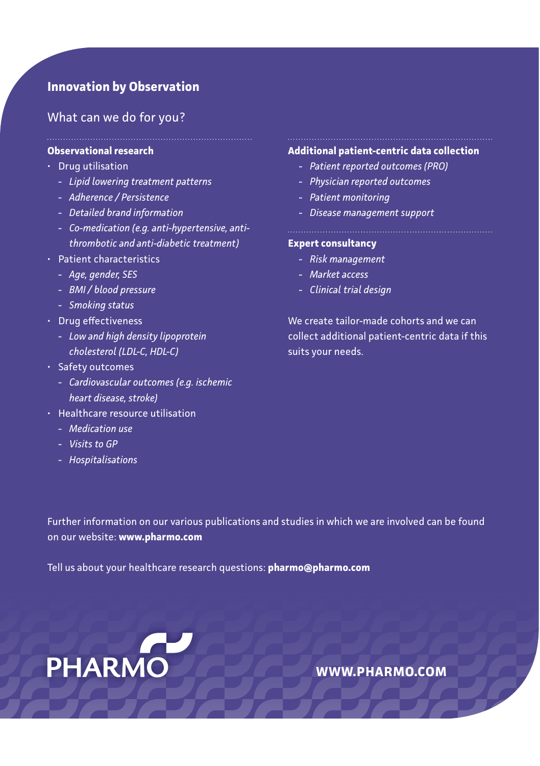## Innovation by Observation

What can we do for you?

### Observational research

- Drug utilisation
  - *Lipid lowering treatment patterns*
  - *Adherence / Persistence*
  - *Detailed brand information*
  - *Co-medication (e.g. anti-hypertensive, anti-thrombotic and anti-diabetic treatment)*
- Patient characteristics
  - *Age, gender, SES*
  - *BMI / blood pressure*
  - *Smoking status*
- Drug effectiveness
  - *Low and high density lipoprotein cholesterol (LDL-C, HDL-C)*
- Safety outcomes
  - *Cardiovascular outcomes (e.g. ischemic heart disease, stroke)*
- Healthcare resource utilisation
  - *Medication use*
  - *Visits to GP*
  - *Hospitalisations*

### Additional patient-centric data collection

- *Patient reported outcomes (PRO)*
- *Physician reported outcomes*
- *Patient monitoring*
- *Disease management support*

### Expert consultancy

- *Risk management*
- *Market access*
- *Clinical trial design*

We create tailor-made cohorts and we can collect additional patient-centric data if this suits your needs.

Further information on our various publications and studies in which we are involved can be found on our website: **www.pharmo.com**

Tell us about your healthcare research questions: **pharmo@pharmo.com**

PHARMO

**WWW.PHARMO.COM**